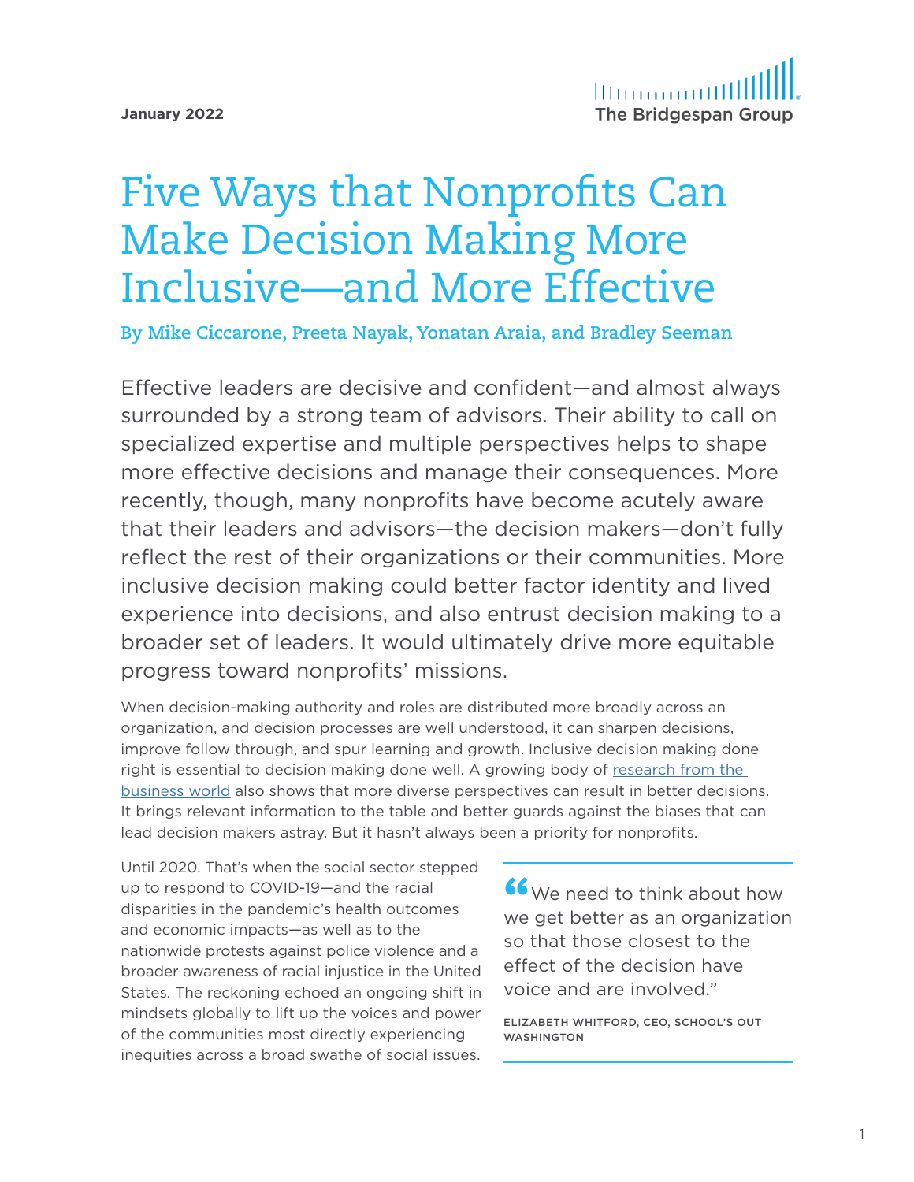January 2022

The Bridgespan Group

# Five Ways that Nonprofits Can Make Decision Making More Inclusive—and More Effective

**By Mike Ciccarone, Preeta Nayak, Yonatan Araia, and Bradley Seeman**

Effective leaders are decisive and confident—and almost always surrounded by a strong team of advisors. Their ability to call on specialized expertise and multiple perspectives helps to shape more effective decisions and manage their consequences. More recently, though, many nonprofits have become acutely aware that their leaders and advisors—the decision makers—don't fully reflect the rest of their organizations or their communities. More inclusive decision making could better factor identity and lived experience into decisions, and also entrust decision making to a broader set of leaders. It would ultimately drive more equitable progress toward nonprofits' missions.

When decision-making authority and roles are distributed more broadly across an organization, and decision processes are well understood, it can sharpen decisions, improve follow through, and spur learning and growth. Inclusive decision making done right is essential to decision making done well. A growing body of research from the business world also shows that more diverse perspectives can result in better decisions. It brings relevant information to the table and better guards against the biases that can lead decision makers astray. But it hasn't always been a priority for nonprofits.

Until 2020. That's when the social sector stepped up to respond to COVID-19—and the racial disparities in the pandemic's health outcomes and economic impacts—as well as to the nationwide protests against police violence and a broader awareness of racial injustice in the United States. The reckoning echoed an ongoing shift in mindsets globally to lift up the voices and power of the communities most directly experiencing inequities across a broad swathe of social issues.

> "We need to think about how we get better as an organization so that those closest to the effect of the decision have voice and are involved."
>
> ELIZABETH WHITFORD, CEO, SCHOOL'S OUT WASHINGTON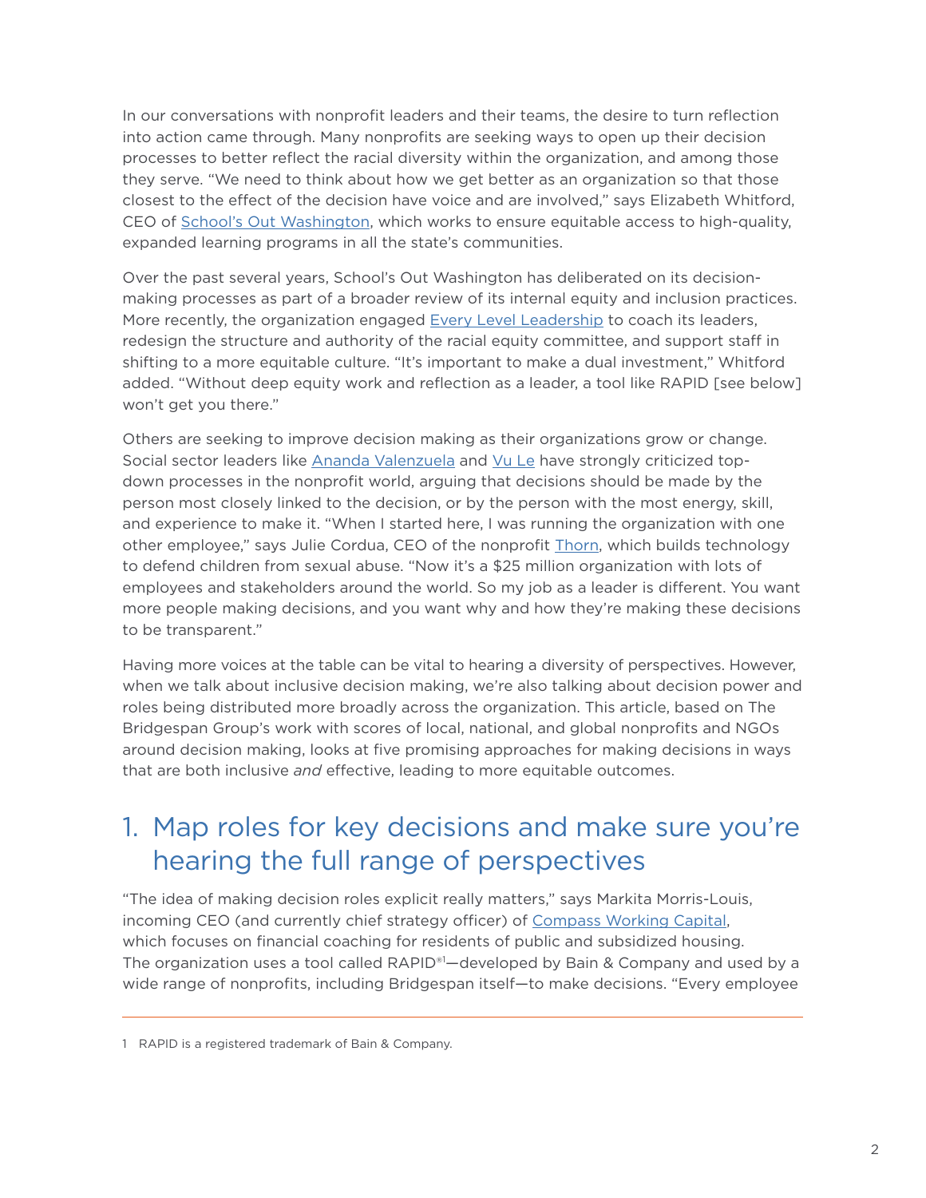In our conversations with nonprofit leaders and their teams, the desire to turn reflection into action came through. Many nonprofits are seeking ways to open up their decision processes to better reflect the racial diversity within the organization, and among those they serve. "We need to think about how we get better as an organization so that those closest to the effect of the decision have voice and are involved," says Elizabeth Whitford, CEO of School's Out Washington, which works to ensure equitable access to high-quality, expanded learning programs in all the state's communities.

Over the past several years, School's Out Washington has deliberated on its decision-making processes as part of a broader review of its internal equity and inclusion practices. More recently, the organization engaged Every Level Leadership to coach its leaders, redesign the structure and authority of the racial equity committee, and support staff in shifting to a more equitable culture. "It's important to make a dual investment," Whitford added. "Without deep equity work and reflection as a leader, a tool like RAPID [see below] won't get you there."

Others are seeking to improve decision making as their organizations grow or change. Social sector leaders like Ananda Valenzuela and Vu Le have strongly criticized top-down processes in the nonprofit world, arguing that decisions should be made by the person most closely linked to the decision, or by the person with the most energy, skill, and experience to make it. "When I started here, I was running the organization with one other employee," says Julie Cordua, CEO of the nonprofit Thorn, which builds technology to defend children from sexual abuse. "Now it's a $25 million organization with lots of employees and stakeholders around the world. So my job as a leader is different. You want more people making decisions, and you want why and how they're making these decisions to be transparent."

Having more voices at the table can be vital to hearing a diversity of perspectives. However, when we talk about inclusive decision making, we're also talking about decision power and roles being distributed more broadly across the organization. This article, based on The Bridgespan Group's work with scores of local, national, and global nonprofits and NGOs around decision making, looks at five promising approaches for making decisions in ways that are both inclusive *and* effective, leading to more equitable outcomes.

## 1. Map roles for key decisions and make sure you're hearing the full range of perspectives

"The idea of making decision roles explicit really matters," says Markita Morris-Louis, incoming CEO (and currently chief strategy officer) of Compass Working Capital, which focuses on financial coaching for residents of public and subsidized housing. The organization uses a tool called RAPID®[1]—developed by Bain & Company and used by a wide range of nonprofits, including Bridgespan itself—to make decisions. "Every employee

---

1 RAPID is a registered trademark of Bain & Company.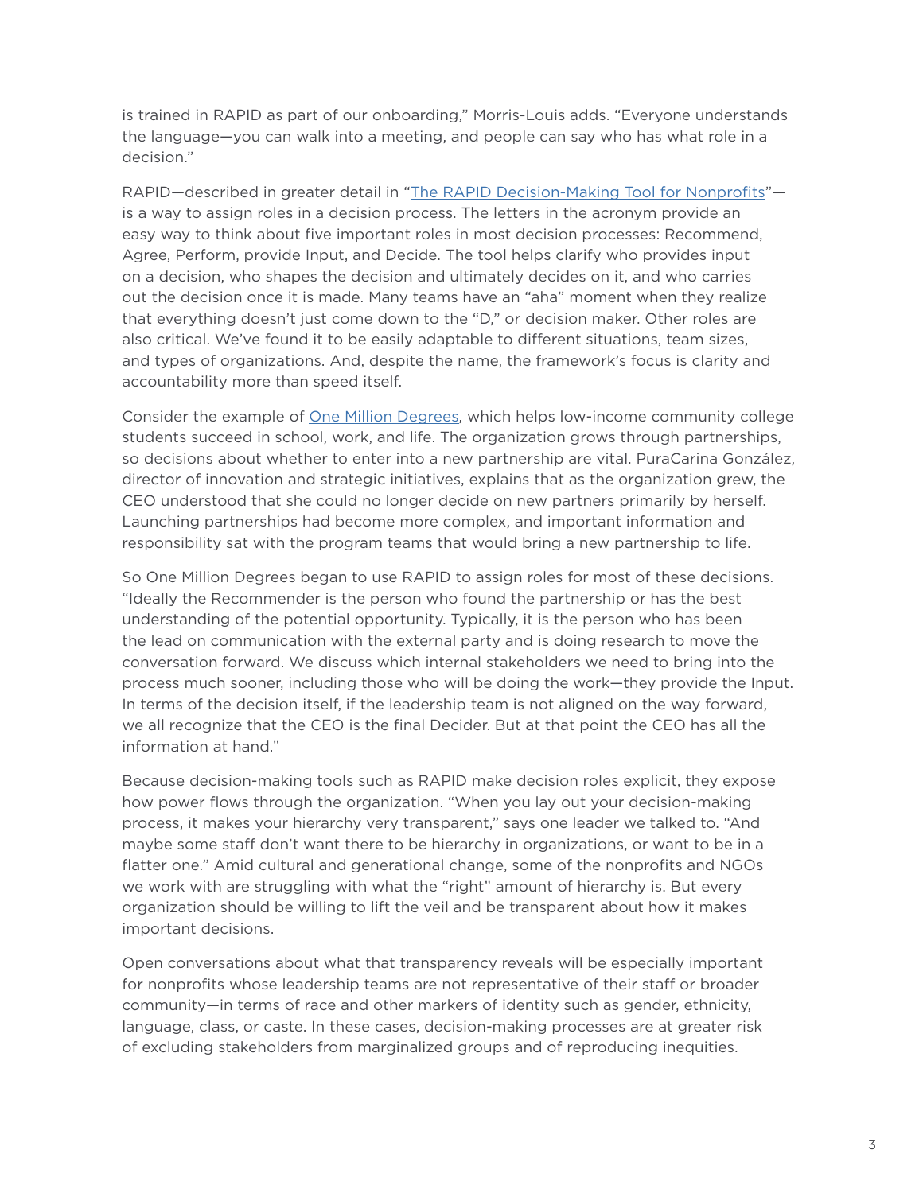is trained in RAPID as part of our onboarding," Morris-Louis adds. "Everyone understands the language—you can walk into a meeting, and people can say who has what role in a decision."

RAPID—described in greater detail in "[The RAPID Decision-Making Tool for Nonprofits](#)"—is a way to assign roles in a decision process. The letters in the acronym provide an easy way to think about five important roles in most decision processes: Recommend, Agree, Perform, provide Input, and Decide. The tool helps clarify who provides input on a decision, who shapes the decision and ultimately decides on it, and who carries out the decision once it is made. Many teams have an "aha" moment when they realize that everything doesn't just come down to the "D," or decision maker. Other roles are also critical. We've found it to be easily adaptable to different situations, team sizes, and types of organizations. And, despite the name, the framework's focus is clarity and accountability more than speed itself.

Consider the example of [One Million Degrees](#), which helps low-income community college students succeed in school, work, and life. The organization grows through partnerships, so decisions about whether to enter into a new partnership are vital. PuraCarina González, director of innovation and strategic initiatives, explains that as the organization grew, the CEO understood that she could no longer decide on new partners primarily by herself. Launching partnerships had become more complex, and important information and responsibility sat with the program teams that would bring a new partnership to life.

So One Million Degrees began to use RAPID to assign roles for most of these decisions. "Ideally the Recommender is the person who found the partnership or has the best understanding of the potential opportunity. Typically, it is the person who has been the lead on communication with the external party and is doing research to move the conversation forward. We discuss which internal stakeholders we need to bring into the process much sooner, including those who will be doing the work—they provide the Input. In terms of the decision itself, if the leadership team is not aligned on the way forward, we all recognize that the CEO is the final Decider. But at that point the CEO has all the information at hand."

Because decision-making tools such as RAPID make decision roles explicit, they expose how power flows through the organization. "When you lay out your decision-making process, it makes your hierarchy very transparent," says one leader we talked to. "And maybe some staff don't want there to be hierarchy in organizations, or want to be in a flatter one." Amid cultural and generational change, some of the nonprofits and NGOs we work with are struggling with what the "right" amount of hierarchy is. But every organization should be willing to lift the veil and be transparent about how it makes important decisions.

Open conversations about what that transparency reveals will be especially important for nonprofits whose leadership teams are not representative of their staff or broader community—in terms of race and other markers of identity such as gender, ethnicity, language, class, or caste. In these cases, decision-making processes are at greater risk of excluding stakeholders from marginalized groups and of reproducing inequities.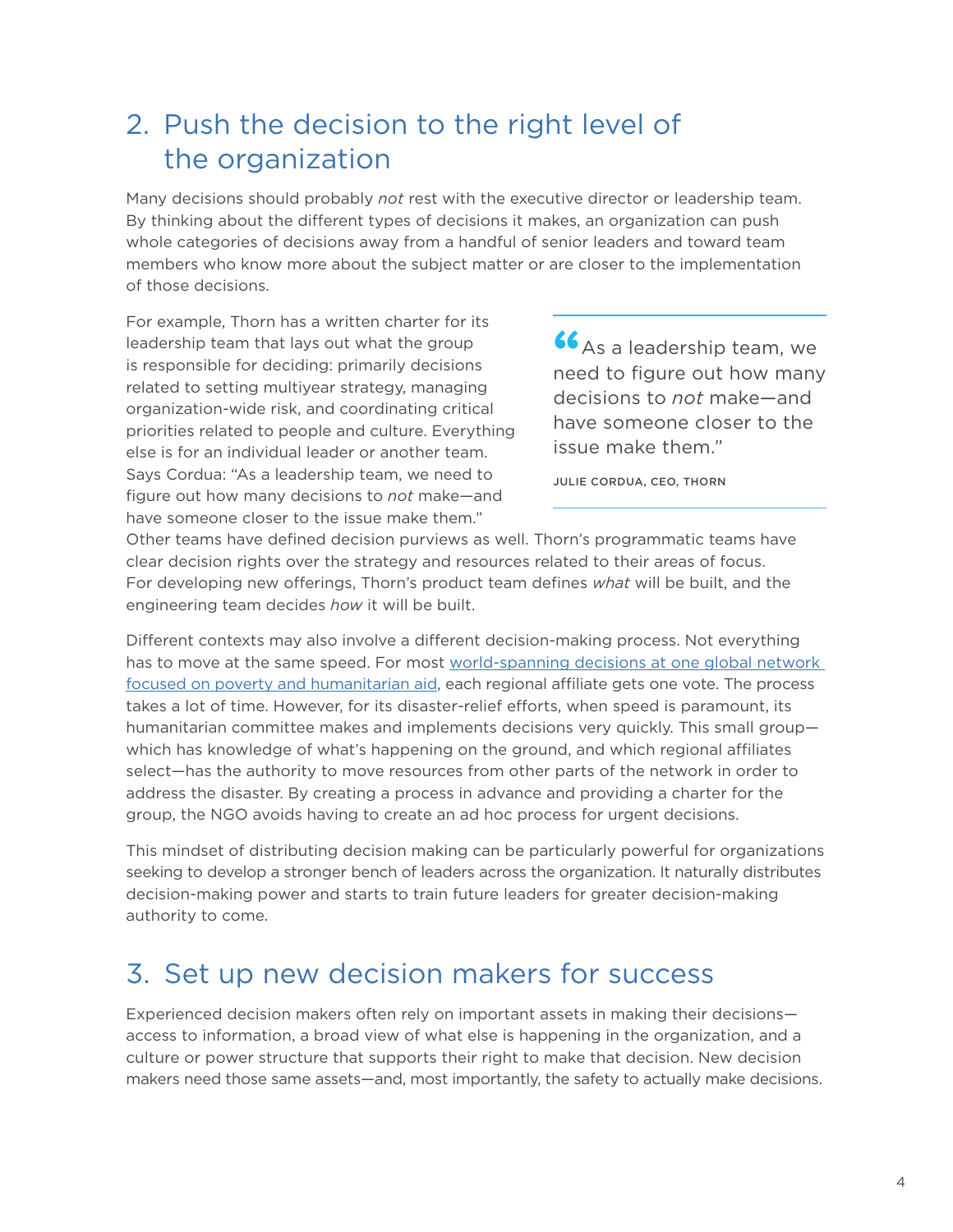## 2. Push the decision to the right level of the organization

Many decisions should probably *not* rest with the executive director or leadership team. By thinking about the different types of decisions it makes, an organization can push whole categories of decisions away from a handful of senior leaders and toward team members who know more about the subject matter or are closer to the implementation of those decisions.

For example, Thorn has a written charter for its leadership team that lays out what the group is responsible for deciding: primarily decisions related to setting multiyear strategy, managing organization-wide risk, and coordinating critical priorities related to people and culture. Everything else is for an individual leader or another team. Says Cordua: "As a leadership team, we need to figure out how many decisions to *not* make—and have someone closer to the issue make them."

> "As a leadership team, we need to figure out how many decisions to *not* make—and have someone closer to the issue make them."
>
> JULIE CORDUA, CEO, THORN

Other teams have defined decision purviews as well. Thorn's programmatic teams have clear decision rights over the strategy and resources related to their areas of focus. For developing new offerings, Thorn's product team defines *what* will be built, and the engineering team decides *how* it will be built.

Different contexts may also involve a different decision-making process. Not everything has to move at the same speed. For most [world-spanning decisions at one global network focused on poverty and humanitarian aid](), each regional affiliate gets one vote. The process takes a lot of time. However, for its disaster-relief efforts, when speed is paramount, its humanitarian committee makes and implements decisions very quickly. This small group—which has knowledge of what's happening on the ground, and which regional affiliates select—has the authority to move resources from other parts of the network in order to address the disaster. By creating a process in advance and providing a charter for the group, the NGO avoids having to create an ad hoc process for urgent decisions.

This mindset of distributing decision making can be particularly powerful for organizations seeking to develop a stronger bench of leaders across the organization. It naturally distributes decision-making power and starts to train future leaders for greater decision-making authority to come.

## 3. Set up new decision makers for success

Experienced decision makers often rely on important assets in making their decisions—access to information, a broad view of what else is happening in the organization, and a culture or power structure that supports their right to make that decision. New decision makers need those same assets—and, most importantly, the safety to actually make decisions.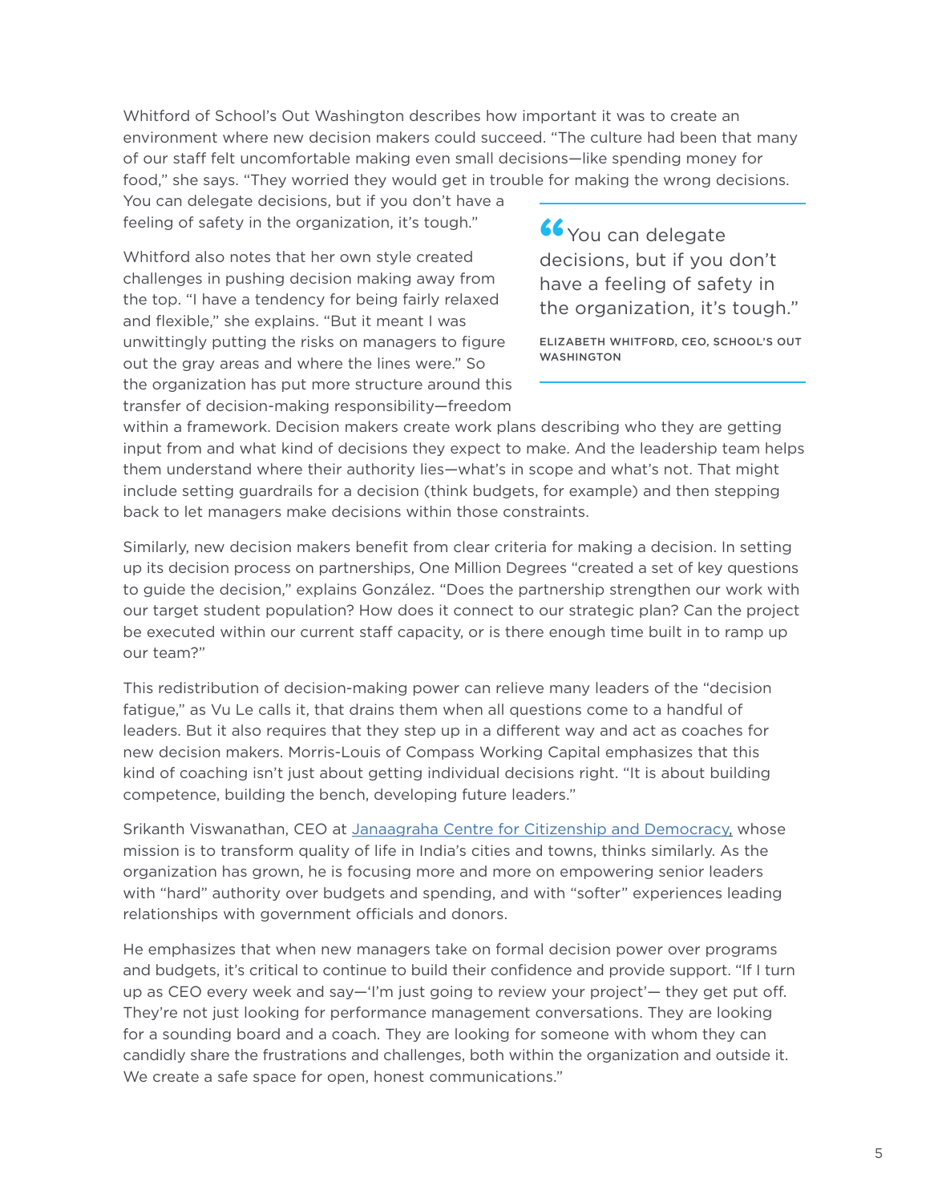Whitford of School's Out Washington describes how important it was to create an environment where new decision makers could succeed. "The culture had been that many of our staff felt uncomfortable making even small decisions—like spending money for food," she says. "They worried they would get in trouble for making the wrong decisions. You can delegate decisions, but if you don't have a feeling of safety in the organization, it's tough."

> "You can delegate decisions, but if you don't have a feeling of safety in the organization, it's tough."
>
> ELIZABETH WHITFORD, CEO, SCHOOL'S OUT WASHINGTON

Whitford also notes that her own style created challenges in pushing decision making away from the top. "I have a tendency for being fairly relaxed and flexible," she explains. "But it meant I was unwittingly putting the risks on managers to figure out the gray areas and where the lines were." So the organization has put more structure around this transfer of decision-making responsibility—freedom within a framework. Decision makers create work plans describing who they are getting input from and what kind of decisions they expect to make. And the leadership team helps them understand where their authority lies—what's in scope and what's not. That might include setting guardrails for a decision (think budgets, for example) and then stepping back to let managers make decisions within those constraints.

Similarly, new decision makers benefit from clear criteria for making a decision. In setting up its decision process on partnerships, One Million Degrees "created a set of key questions to guide the decision," explains González. "Does the partnership strengthen our work with our target student population? How does it connect to our strategic plan? Can the project be executed within our current staff capacity, or is there enough time built in to ramp up our team?"

This redistribution of decision-making power can relieve many leaders of the "decision fatigue," as Vu Le calls it, that drains them when all questions come to a handful of leaders. But it also requires that they step up in a different way and act as coaches for new decision makers. Morris-Louis of Compass Working Capital emphasizes that this kind of coaching isn't just about getting individual decisions right. "It is about building competence, building the bench, developing future leaders."

Srikanth Viswanathan, CEO at [Janaagraha Centre for Citizenship and Democracy](), whose mission is to transform quality of life in India's cities and towns, thinks similarly. As the organization has grown, he is focusing more and more on empowering senior leaders with "hard" authority over budgets and spending, and with "softer" experiences leading relationships with government officials and donors.

He emphasizes that when new managers take on formal decision power over programs and budgets, it's critical to continue to build their confidence and provide support. "If I turn up as CEO every week and say—'I'm just going to review your project'— they get put off. They're not just looking for performance management conversations. They are looking for a sounding board and a coach. They are looking for someone with whom they can candidly share the frustrations and challenges, both within the organization and outside it. We create a safe space for open, honest communications."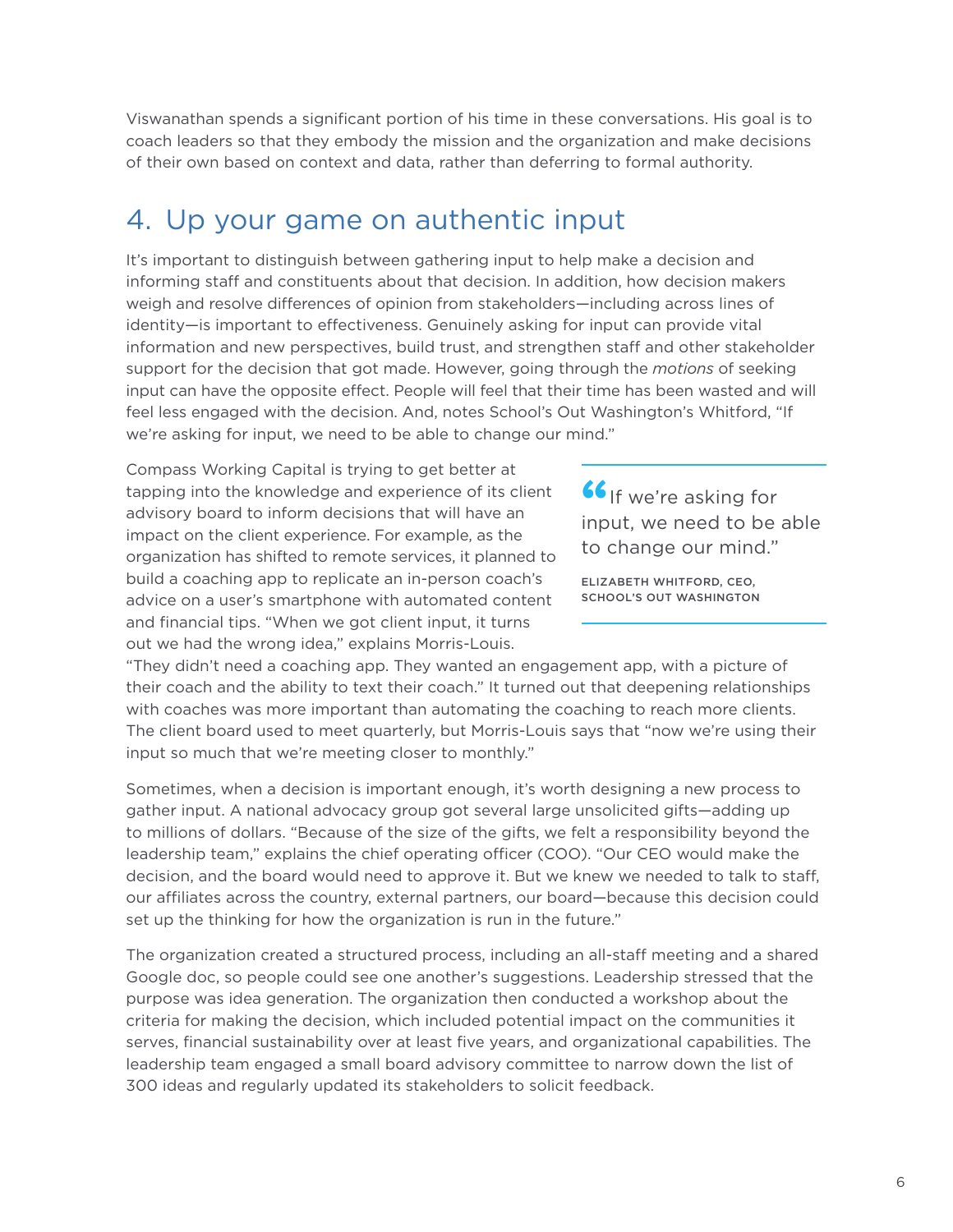Viswanathan spends a significant portion of his time in these conversations. His goal is to coach leaders so that they embody the mission and the organization and make decisions of their own based on context and data, rather than deferring to formal authority.

## 4. Up your game on authentic input

It's important to distinguish between gathering input to help make a decision and informing staff and constituents about that decision. In addition, how decision makers weigh and resolve differences of opinion from stakeholders—including across lines of identity—is important to effectiveness. Genuinely asking for input can provide vital information and new perspectives, build trust, and strengthen staff and other stakeholder support for the decision that got made. However, going through the *motions* of seeking input can have the opposite effect. People will feel that their time has been wasted and will feel less engaged with the decision. And, notes School's Out Washington's Whitford, "If we're asking for input, we need to be able to change our mind."

> "If we're asking for input, we need to be able to change our mind."
>
> ELIZABETH WHITFORD, CEO, SCHOOL'S OUT WASHINGTON

Compass Working Capital is trying to get better at tapping into the knowledge and experience of its client advisory board to inform decisions that will have an impact on the client experience. For example, as the organization has shifted to remote services, it planned to build a coaching app to replicate an in-person coach's advice on a user's smartphone with automated content and financial tips. "When we got client input, it turns out we had the wrong idea," explains Morris-Louis. "They didn't need a coaching app. They wanted an engagement app, with a picture of their coach and the ability to text their coach." It turned out that deepening relationships with coaches was more important than automating the coaching to reach more clients. The client board used to meet quarterly, but Morris-Louis says that "now we're using their input so much that we're meeting closer to monthly."

Sometimes, when a decision is important enough, it's worth designing a new process to gather input. A national advocacy group got several large unsolicited gifts—adding up to millions of dollars. "Because of the size of the gifts, we felt a responsibility beyond the leadership team," explains the chief operating officer (COO). "Our CEO would make the decision, and the board would need to approve it. But we knew we needed to talk to staff, our affiliates across the country, external partners, our board—because this decision could set up the thinking for how the organization is run in the future."

The organization created a structured process, including an all-staff meeting and a shared Google doc, so people could see one another's suggestions. Leadership stressed that the purpose was idea generation. The organization then conducted a workshop about the criteria for making the decision, which included potential impact on the communities it serves, financial sustainability over at least five years, and organizational capabilities. The leadership team engaged a small board advisory committee to narrow down the list of 300 ideas and regularly updated its stakeholders to solicit feedback.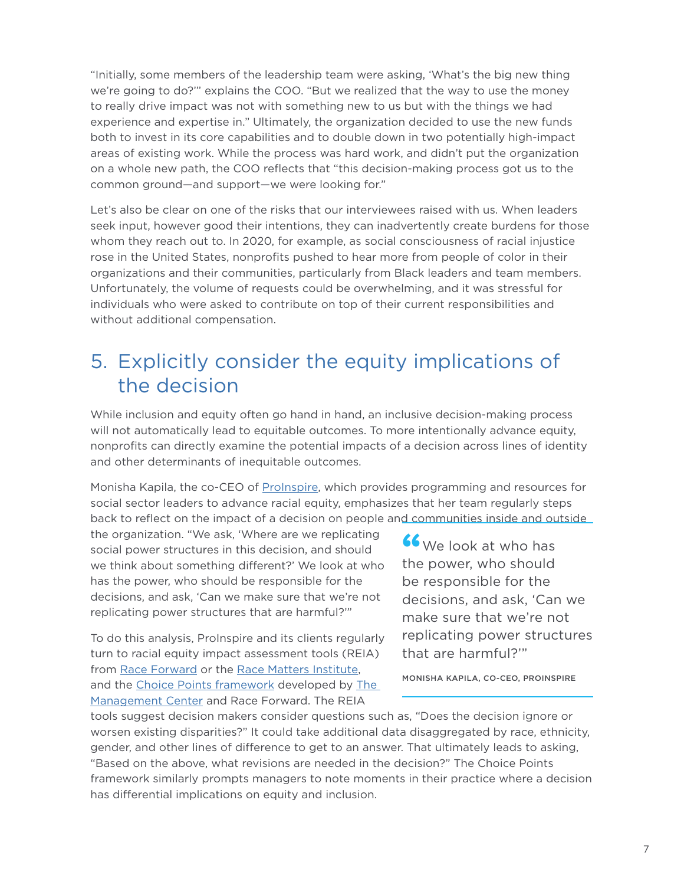"Initially, some members of the leadership team were asking, 'What's the big new thing we're going to do?'" explains the COO. "But we realized that the way to use the money to really drive impact was not with something new to us but with the things we had experience and expertise in." Ultimately, the organization decided to use the new funds both to invest in its core capabilities and to double down in two potentially high-impact areas of existing work. While the process was hard work, and didn't put the organization on a whole new path, the COO reflects that "this decision-making process got us to the common ground—and support—we were looking for."

Let's also be clear on one of the risks that our interviewees raised with us. When leaders seek input, however good their intentions, they can inadvertently create burdens for those whom they reach out to. In 2020, for example, as social consciousness of racial injustice rose in the United States, nonprofits pushed to hear more from people of color in their organizations and their communities, particularly from Black leaders and team members. Unfortunately, the volume of requests could be overwhelming, and it was stressful for individuals who were asked to contribute on top of their current responsibilities and without additional compensation.

## 5. Explicitly consider the equity implications of the decision

While inclusion and equity often go hand in hand, an inclusive decision-making process will not automatically lead to equitable outcomes. To more intentionally advance equity, nonprofits can directly examine the potential impacts of a decision across lines of identity and other determinants of inequitable outcomes.

Monisha Kapila, the co-CEO of [ProInspire](), which provides programming and resources for social sector leaders to advance racial equity, emphasizes that her team regularly steps back to reflect on the impact of a decision on people and communities inside and outside the organization. "We ask, 'Where are we replicating social power structures in this decision, and should we think about something different?' We look at who has the power, who should be responsible for the decisions, and ask, 'Can we make sure that we're not replicating power structures that are harmful?'"

> "We look at who has the power, who should be responsible for the decisions, and ask, 'Can we make sure that we're not replicating power structures that are harmful?'"
>
> MONISHA KAPILA, CO-CEO, PROINSPIRE

To do this analysis, ProInspire and its clients regularly turn to racial equity impact assessment tools (REIA) from [Race Forward]() or the [Race Matters Institute](), and the [Choice Points framework]() developed by [The Management Center]() and Race Forward. The REIA tools suggest decision makers consider questions such as, "Does the decision ignore or worsen existing disparities?" It could take additional data disaggregated by race, ethnicity, gender, and other lines of difference to get to an answer. That ultimately leads to asking, "Based on the above, what revisions are needed in the decision?" The Choice Points framework similarly prompts managers to note moments in their practice where a decision has differential implications on equity and inclusion.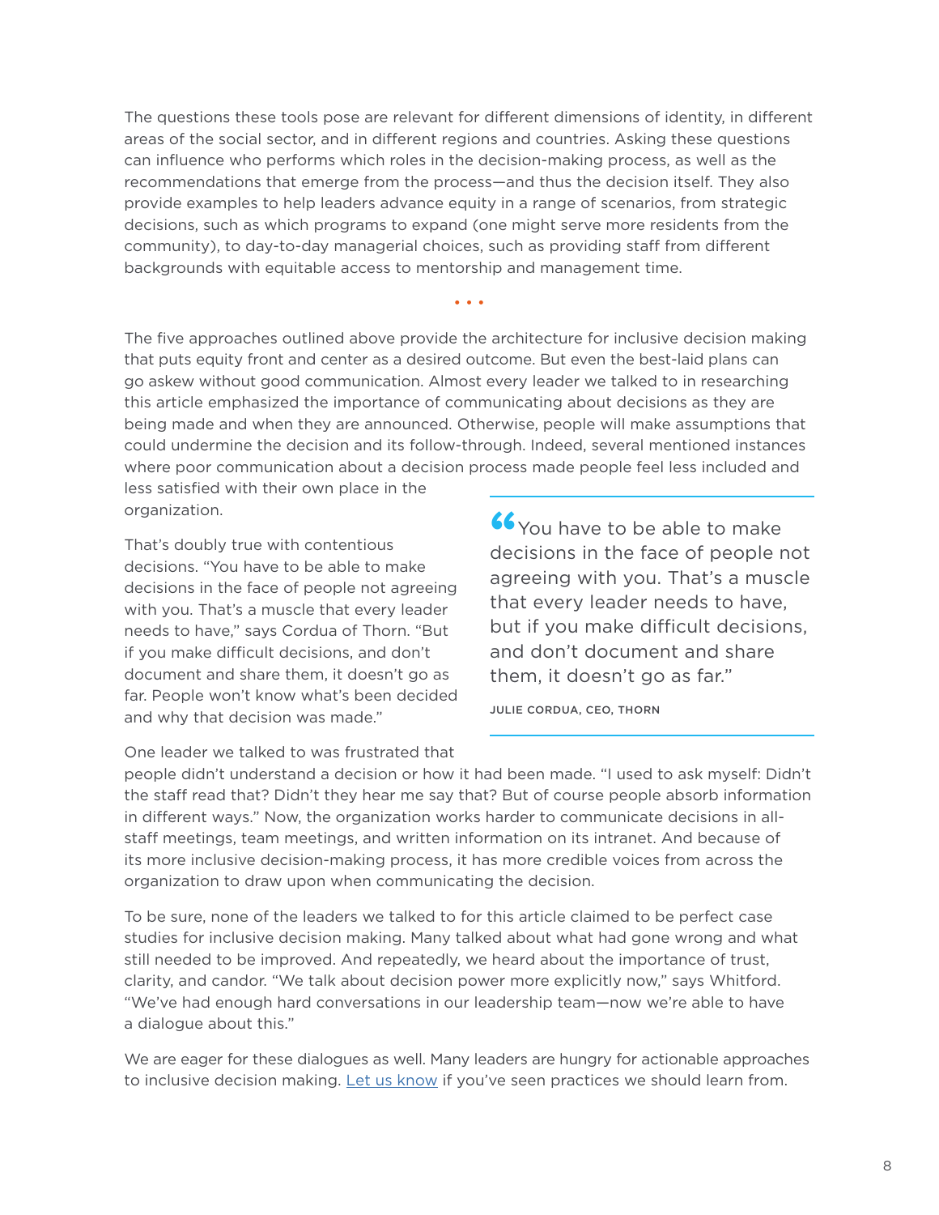The questions these tools pose are relevant for different dimensions of identity, in different areas of the social sector, and in different regions and countries. Asking these questions can influence who performs which roles in the decision-making process, as well as the recommendations that emerge from the process—and thus the decision itself. They also provide examples to help leaders advance equity in a range of scenarios, from strategic decisions, such as which programs to expand (one might serve more residents from the community), to day-to-day managerial choices, such as providing staff from different backgrounds with equitable access to mentorship and management time.

• • •

The five approaches outlined above provide the architecture for inclusive decision making that puts equity front and center as a desired outcome. But even the best-laid plans can go askew without good communication. Almost every leader we talked to in researching this article emphasized the importance of communicating about decisions as they are being made and when they are announced. Otherwise, people will make assumptions that could undermine the decision and its follow-through. Indeed, several mentioned instances where poor communication about a decision process made people feel less included and less satisfied with their own place in the organization.

That's doubly true with contentious decisions. "You have to be able to make decisions in the face of people not agreeing with you. That's a muscle that every leader needs to have," says Cordua of Thorn. "But if you make difficult decisions, and don't document and share them, it doesn't go as far. People won't know what's been decided and why that decision was made."

> "You have to be able to make decisions in the face of people not agreeing with you. That's a muscle that every leader needs to have, but if you make difficult decisions, and don't document and share them, it doesn't go as far."
>
> JULIE CORDUA, CEO, THORN

One leader we talked to was frustrated that people didn't understand a decision or how it had been made. "I used to ask myself: Didn't the staff read that? Didn't they hear me say that? But of course people absorb information in different ways." Now, the organization works harder to communicate decisions in all-staff meetings, team meetings, and written information on its intranet. And because of its more inclusive decision-making process, it has more credible voices from across the organization to draw upon when communicating the decision.

To be sure, none of the leaders we talked to for this article claimed to be perfect case studies for inclusive decision making. Many talked about what had gone wrong and what still needed to be improved. And repeatedly, we heard about the importance of trust, clarity, and candor. "We talk about decision power more explicitly now," says Whitford. "We've had enough hard conversations in our leadership team—now we're able to have a dialogue about this."

We are eager for these dialogues as well. Many leaders are hungry for actionable approaches to inclusive decision making. Let us know if you've seen practices we should learn from.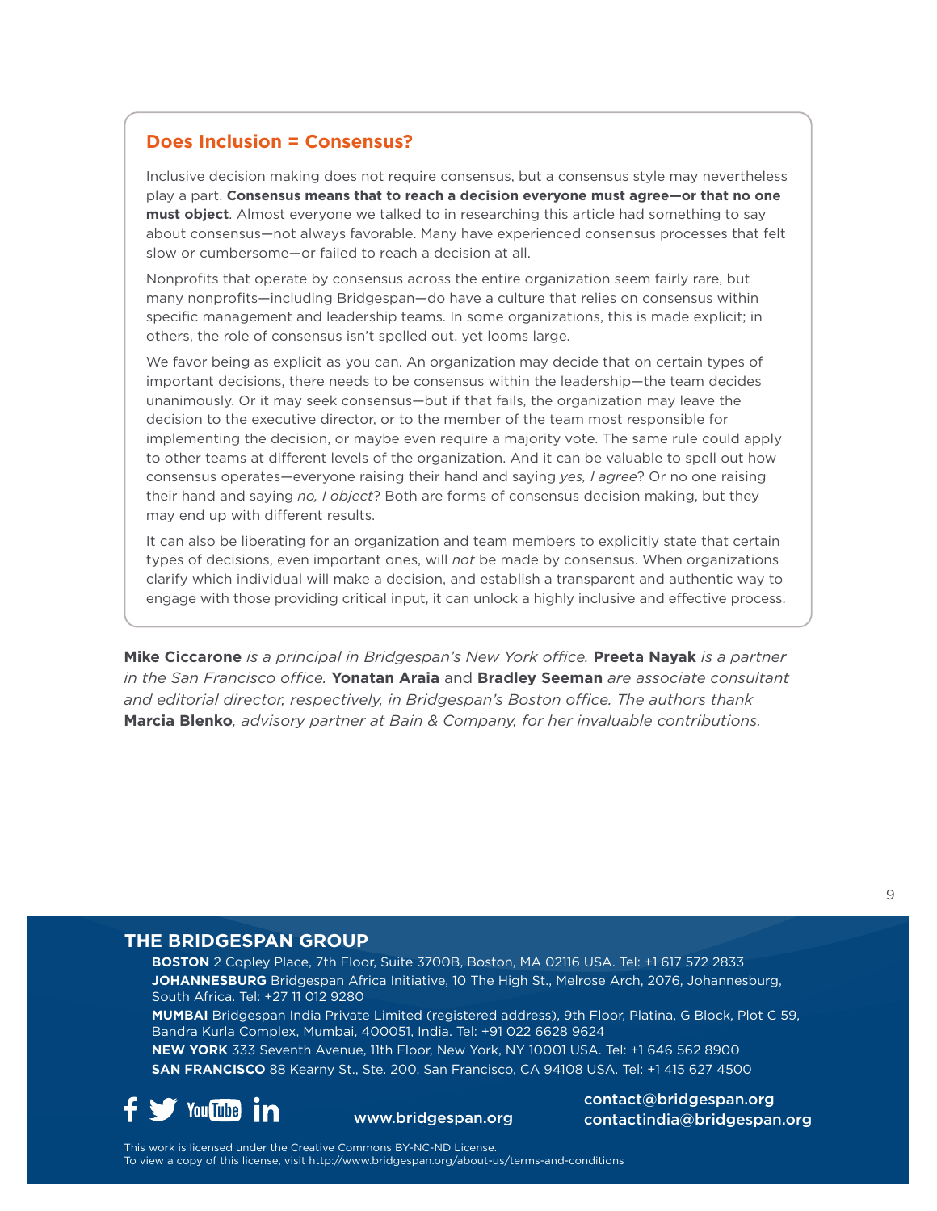## Does Inclusion = Consensus?

Inclusive decision making does not require consensus, but a consensus style may nevertheless play a part. **Consensus means that to reach a decision everyone must agree—or that no one must object**. Almost everyone we talked to in researching this article had something to say about consensus—not always favorable. Many have experienced consensus processes that felt slow or cumbersome—or failed to reach a decision at all.

Nonprofits that operate by consensus across the entire organization seem fairly rare, but many nonprofits—including Bridgespan—do have a culture that relies on consensus within specific management and leadership teams. In some organizations, this is made explicit; in others, the role of consensus isn't spelled out, yet looms large.

We favor being as explicit as you can. An organization may decide that on certain types of important decisions, there needs to be consensus within the leadership—the team decides unanimously. Or it may seek consensus—but if that fails, the organization may leave the decision to the executive director, or to the member of the team most responsible for implementing the decision, or maybe even require a majority vote. The same rule could apply to other teams at different levels of the organization. And it can be valuable to spell out how consensus operates—everyone raising their hand and saying *yes, I agree*? Or no one raising their hand and saying *no, I object*? Both are forms of consensus decision making, but they may end up with different results.

It can also be liberating for an organization and team members to explicitly state that certain types of decisions, even important ones, will *not* be made by consensus. When organizations clarify which individual will make a decision, and establish a transparent and authentic way to engage with those providing critical input, it can unlock a highly inclusive and effective process.

**Mike Ciccarone** *is a principal in Bridgespan's New York office.* **Preeta Nayak** *is a partner in the San Francisco office.* **Yonatan Araia** *and* **Bradley Seeman** *are associate consultant and editorial director, respectively, in Bridgespan's Boston office. The authors thank* **Marcia Blenko***, advisory partner at Bain & Company, for her invaluable contributions.*

## THE BRIDGESPAN GROUP

**BOSTON** 2 Copley Place, 7th Floor, Suite 3700B, Boston, MA 02116 USA. Tel: +1 617 572 2833
**JOHANNESBURG** Bridgespan Africa Initiative, 10 The High St., Melrose Arch, 2076, Johannesburg, South Africa. Tel: +27 11 012 9280
**MUMBAI** Bridgespan India Private Limited (registered address), 9th Floor, Platina, G Block, Plot C 59, Bandra Kurla Complex, Mumbai, 400051, India. Tel: +91 022 6628 9624
**NEW YORK** 333 Seventh Avenue, 11th Floor, New York, NY 10001 USA. Tel: +1 646 562 8900
**SAN FRANCISCO** 88 Kearny St., Ste. 200, San Francisco, CA 94108 USA. Tel: +1 415 627 4500

www.bridgespan.org

contact@bridgespan.org
contactindia@bridgespan.org

This work is licensed under the Creative Commons BY-NC-ND License.
To view a copy of this license, visit http://www.bridgespan.org/about-us/terms-and-conditions